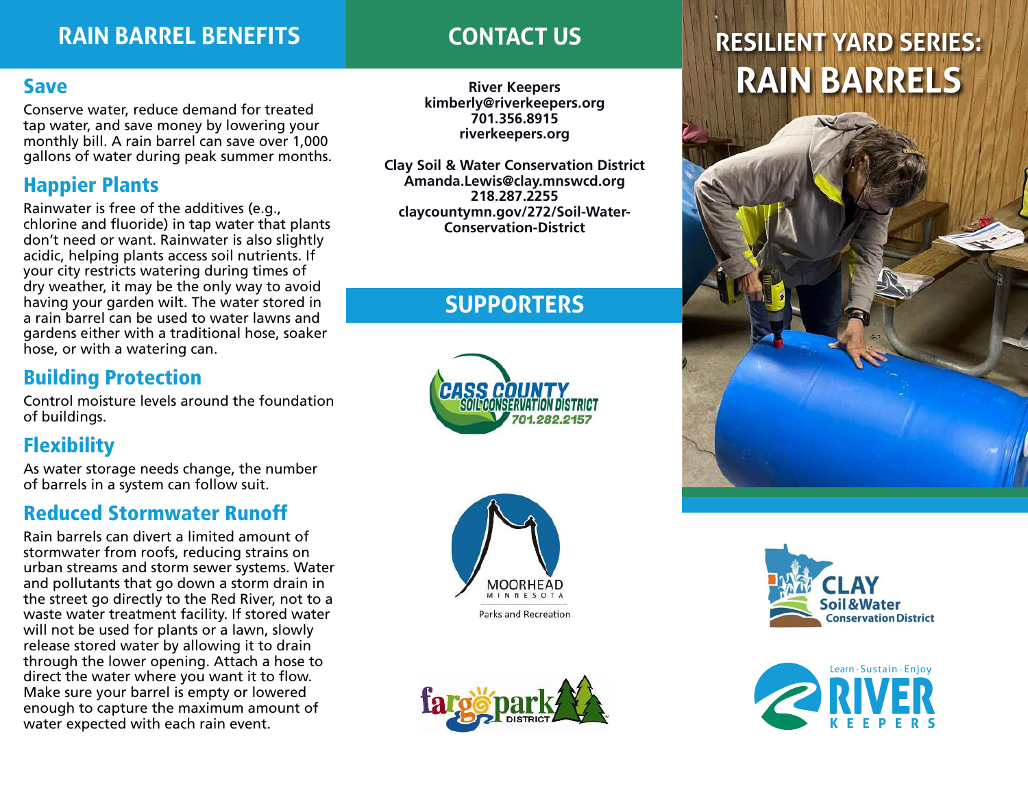## RAIN BARREL BENEFITS

### Save

Conserve water, reduce demand for treated tap water, and save money by lowering your monthly bill. A rain barrel can save over 1,000 gallons of water during peak summer months.

### Happier Plants

Rainwater is free of the additives (e.g., chlorine and fluoride) in tap water that plants don't need or want. Rainwater is also slightly acidic, helping plants access soil nutrients. If your city restricts watering during times of dry weather, it may be the only way to avoid having your garden wilt. The water stored in a rain barrel can be used to water lawns and gardens either with a traditional hose, soaker hose, or with a watering can.

### Building Protection

Control moisture levels around the foundation of buildings.

### Flexibility

As water storage needs change, the number of barrels in a system can follow suit.

### Reduced Stormwater Runoff

Rain barrels can divert a limited amount of stormwater from roofs, reducing strains on urban streams and storm sewer systems. Water and pollutants that go down a storm drain in the street go directly to the Red River, not to a waste water treatment facility. If stored water will not be used for plants or a lawn, slowly release stored water by allowing it to drain through the lower opening. Attach a hose to direct the water where you want it to flow. Make sure your barrel is empty or lowered enough to capture the maximum amount of water expected with each rain event.

## CONTACT US

**River Keepers**
**kimberly@riverkeepers.org**
**701.356.8915**
**riverkeepers.org**

**Clay Soil & Water Conservation District**
**Amanda.Lewis@clay.mnswcd.org**
**218.287.2255**
**claycountymn.gov/272/Soil-Water-Conservation-District**

## SUPPORTERS

CASS COUNTY SOIL CONSERVATION DISTRICT 701.282.2157

MOORHEAD MINNESOTA Parks and Recreation

fargo park DISTRICT

# RESILIENT YARD SERIES: RAIN BARRELS

CLAY Soil & Water Conservation District

Learn · Sustain · Enjoy RIVER KEEPERS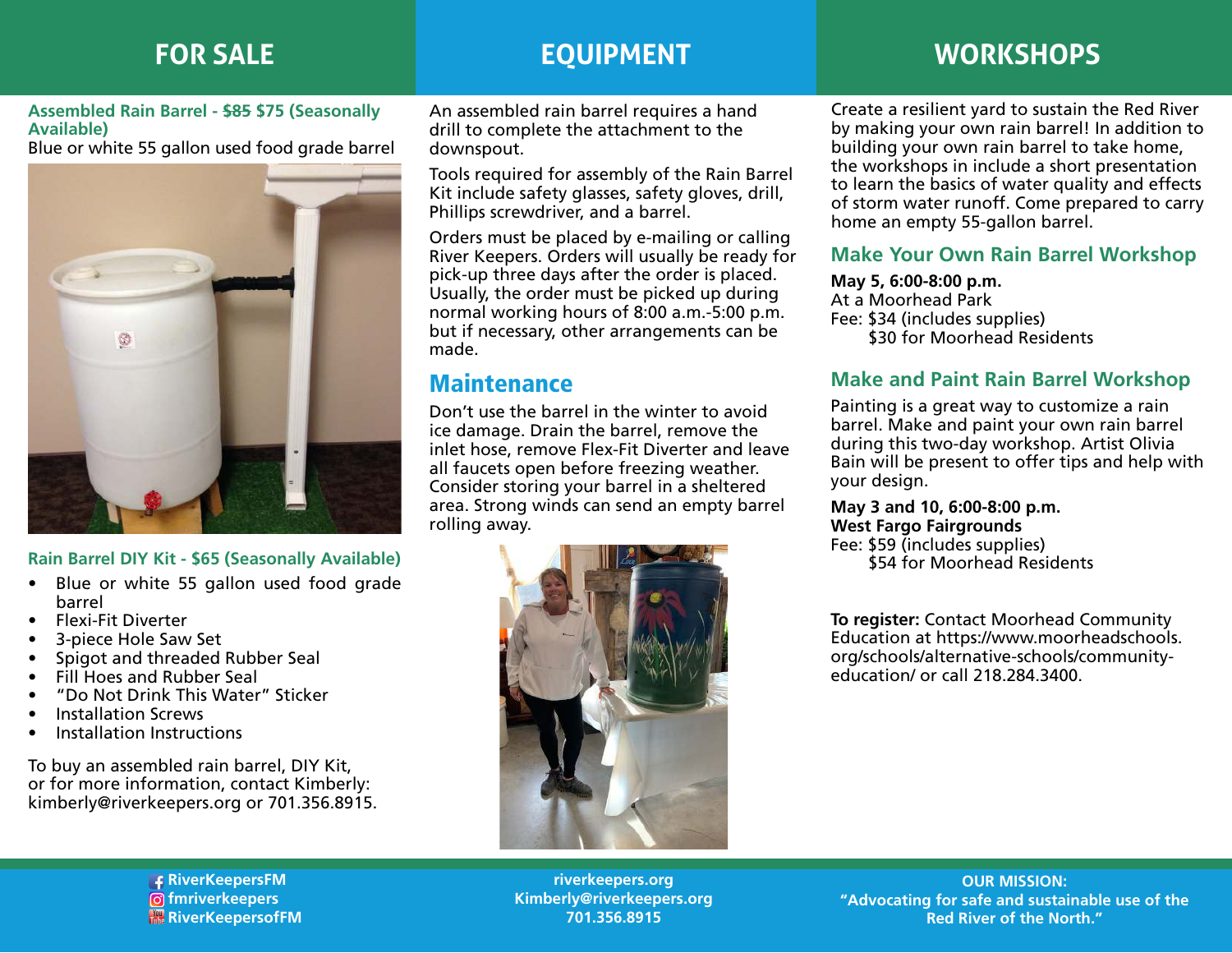## FOR SALE

**Assembled Rain Barrel - ~~$85~~ $75 (Seasonally Available)**

Blue or white 55 gallon used food grade barrel

**Rain Barrel DIY Kit - $65 (Seasonally Available)**

- Blue or white 55 gallon used food grade barrel
- Flexi-Fit Diverter
- 3-piece Hole Saw Set
- Spigot and threaded Rubber Seal
- Fill Hoes and Rubber Seal
- "Do Not Drink This Water" Sticker
- Installation Screws
- Installation Instructions

To buy an assembled rain barrel, DIY Kit, or for more information, contact Kimberly: kimberly@riverkeepers.org or 701.356.8915.

## EQUIPMENT

An assembled rain barrel requires a hand drill to complete the attachment to the downspout.

Tools required for assembly of the Rain Barrel Kit include safety glasses, safety gloves, drill, Phillips screwdriver, and a barrel.

Orders must be placed by e-mailing or calling River Keepers. Orders will usually be ready for pick-up three days after the order is placed. Usually, the order must be picked up during normal working hours of 8:00 a.m.-5:00 p.m. but if necessary, other arrangements can be made.

### Maintenance

Don't use the barrel in the winter to avoid ice damage. Drain the barrel, remove the inlet hose, remove Flex-Fit Diverter and leave all faucets open before freezing weather. Consider storing your barrel in a sheltered area. Strong winds can send an empty barrel rolling away.

## WORKSHOPS

Create a resilient yard to sustain the Red River by making your own rain barrel! In addition to building your own rain barrel to take home, the workshops in include a short presentation to learn the basics of water quality and effects of storm water runoff. Come prepared to carry home an empty 55-gallon barrel.

### Make Your Own Rain Barrel Workshop

**May 5, 6:00-8:00 p.m.**
At a Moorhead Park
Fee: $34 (includes supplies)
$30 for Moorhead Residents

### Make and Paint Rain Barrel Workshop

Painting is a great way to customize a rain barrel. Make and paint your own rain barrel during this two-day workshop. Artist Olivia Bain will be present to offer tips and help with your design.

**May 3 and 10, 6:00-8:00 p.m.**
**West Fargo Fairgrounds**
Fee: $59 (includes supplies)
$54 for Moorhead Residents

**To register:** Contact Moorhead Community Education at https://www.moorheadschools.org/schools/alternative-schools/community-education/ or call 218.284.3400.

---

RiverKeepersFM
fmriverkeepers
RiverKeepersofFM

riverkeepers.org
Kimberly@riverkeepers.org
701.356.8915

**OUR MISSION:**
**"Advocating for safe and sustainable use of the Red River of the North."**